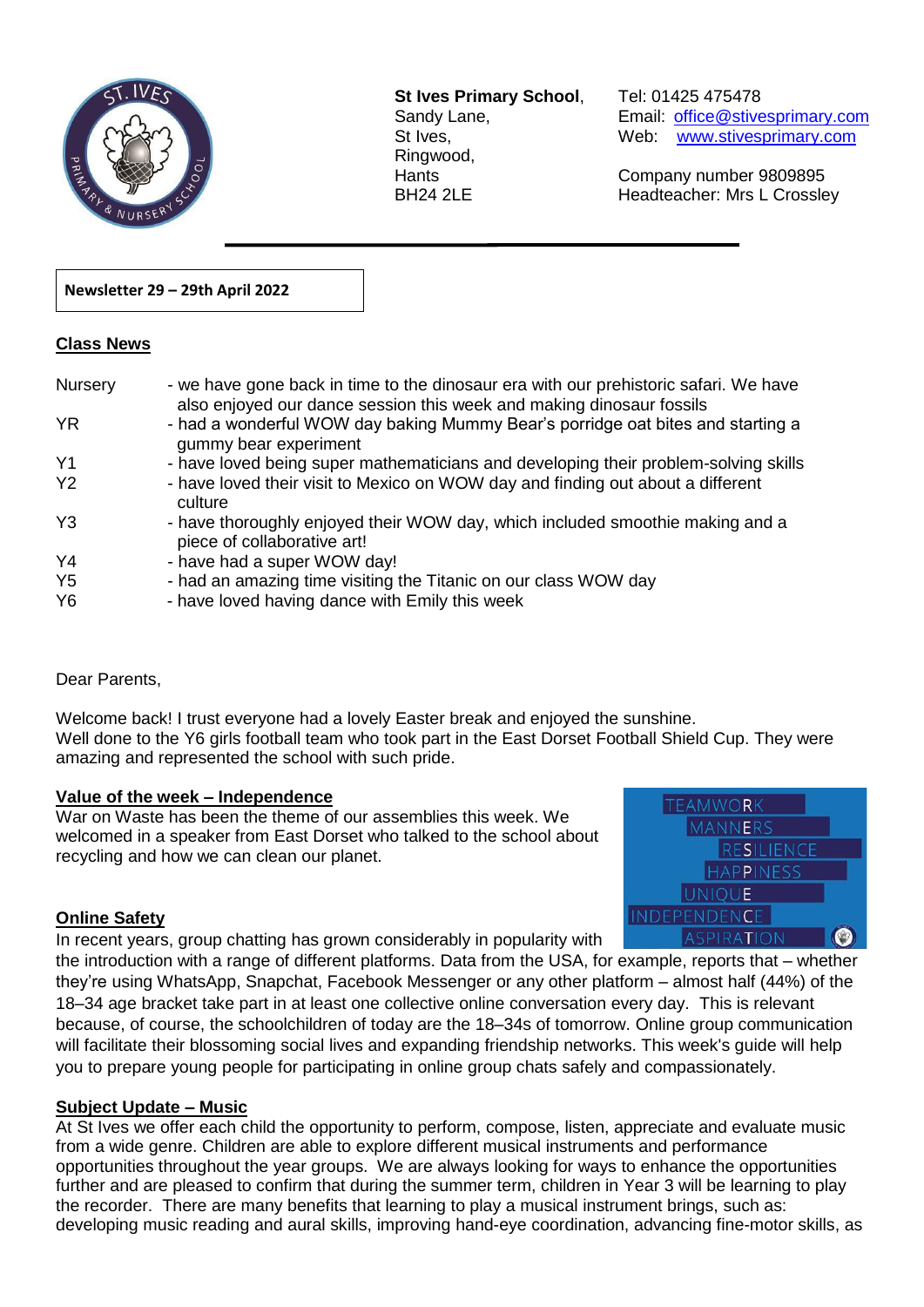**St Ives Primary School**,
Sandy Lane,
St Ives,
Ringwood,
Hants
BH24 2LE

Tel: 01425 475478
Email: office@stivesprimary.com
Web: www.stivesprimary.com

Company number 9809895
Headteacher: Mrs L Crossley

**Newsletter 29 – 29th April 2022**

## Class News

| | |
|---|---|
| Nursery | - we have gone back in time to the dinosaur era with our prehistoric safari. We have also enjoyed our dance session this week and making dinosaur fossils |
| YR | - had a wonderful WOW day baking Mummy Bear's porridge oat bites and starting a gummy bear experiment |
| Y1 | - have loved being super mathematicians and developing their problem-solving skills |
| Y2 | - have loved their visit to Mexico on WOW day and finding out about a different culture |
| Y3 | - have thoroughly enjoyed their WOW day, which included smoothie making and a piece of collaborative art! |
| Y4 | - have had a super WOW day! |
| Y5 | - had an amazing time visiting the Titanic on our class WOW day |
| Y6 | - have loved having dance with Emily this week |

Dear Parents,

Welcome back! I trust everyone had a lovely Easter break and enjoyed the sunshine.
Well done to the Y6 girls football team who took part in the East Dorset Football Shield Cup. They were amazing and represented the school with such pride.

### Value of the week – Independence

War on Waste has been the theme of our assemblies this week. We welcomed in a speaker from East Dorset who talked to the school about recycling and how we can clean our planet.

TEAMWORK
MANNERS
RESILIENCE
HAPPINESS
UNIQUE
INDEPENDENCE
ASPIRATION

### Online Safety

In recent years, group chatting has grown considerably in popularity with the introduction with a range of different platforms. Data from the USA, for example, reports that – whether they're using WhatsApp, Snapchat, Facebook Messenger or any other platform – almost half (44%) of the 18–34 age bracket take part in at least one collective online conversation every day. This is relevant because, of course, the schoolchildren of today are the 18–34s of tomorrow. Online group communication will facilitate their blossoming social lives and expanding friendship networks. This week's guide will help you to prepare young people for participating in online group chats safely and compassionately.

### Subject Update – Music

At St Ives we offer each child the opportunity to perform, compose, listen, appreciate and evaluate music from a wide genre. Children are able to explore different musical instruments and performance opportunities throughout the year groups. We are always looking for ways to enhance the opportunities further and are pleased to confirm that during the summer term, children in Year 3 will be learning to play the recorder. There are many benefits that learning to play a musical instrument brings, such as: developing music reading and aural skills, improving hand-eye coordination, advancing fine-motor skills, as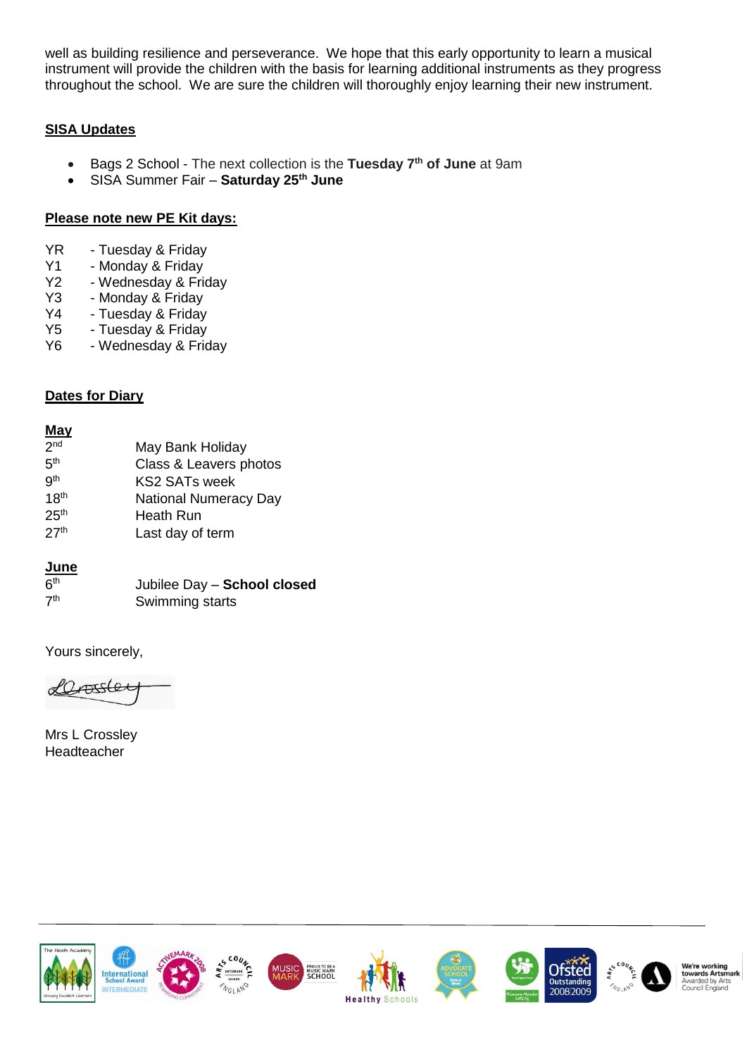well as building resilience and perseverance. We hope that this early opportunity to learn a musical instrument will provide the children with the basis for learning additional instruments as they progress throughout the school. We are sure the children will thoroughly enjoy learning their new instrument.

**SISA Updates**

- Bags 2 School - The next collection is the **Tuesday 7th of June** at 9am
- SISA Summer Fair – **Saturday 25th June**

**Please note new PE Kit days:**

YR - Tuesday & Friday
Y1 - Monday & Friday
Y2 - Wednesday & Friday
Y3 - Monday & Friday
Y4 - Tuesday & Friday
Y5 - Tuesday & Friday
Y6 - Wednesday & Friday

**Dates for Diary**

**May**

| | |
|---|---|
| 2nd | May Bank Holiday |
| 5th | Class & Leavers photos |
| 9th | KS2 SATs week |
| 18th | National Numeracy Day |
| 25th | Heath Run |
| 27th | Last day of term |

**June**

| | |
|---|---|
| 6th | Jubilee Day – **School closed** |
| 7th | Swimming starts |

Yours sincerely,

Mrs L Crossley
Headteacher